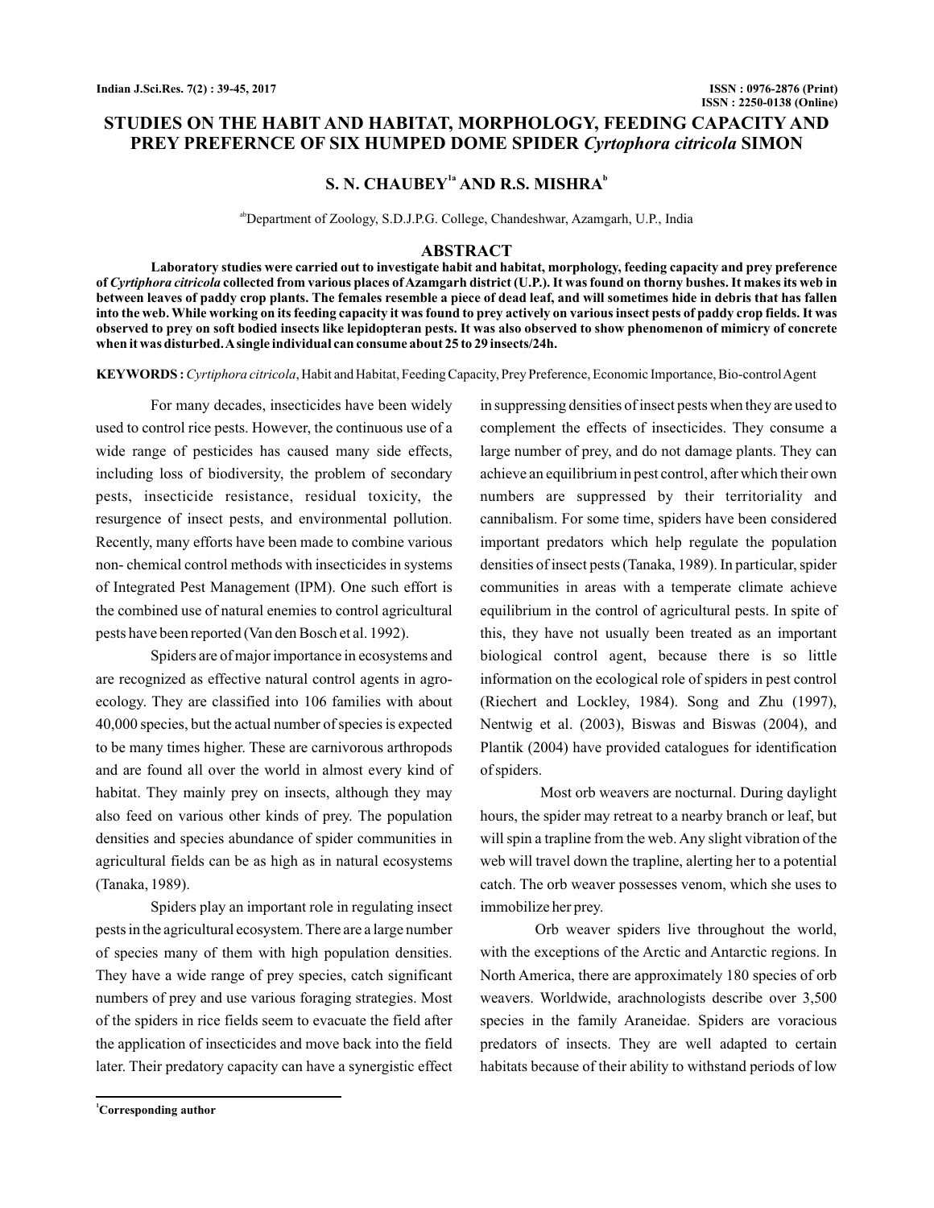# STUDIES ON THE HABIT AND HABITAT, MORPHOLOGY, FEEDING CAPACITY AND PREY PREFERNCE OF SIX HUMPED DOME SPIDER *Cyrtophora citricola* SIMON

**S. N. CHAUBEY[1a] AND R.S. MISHRA[b]**

[ab]Department of Zoology, S.D.J.P.G. College, Chandeshwar, Azamgarh, U.P., India

## ABSTRACT

**Laboratory studies were carried out to investigate habit and habitat, morphology, feeding capacity and prey preference of *Cyrtiphora citricola* collected from various places of Azamgarh district (U.P.). It was found on thorny bushes. It makes its web in between leaves of paddy crop plants. The females resemble a piece of dead leaf, and will sometimes hide in debris that has fallen into the web. While working on its feeding capacity it was found to prey actively on various insect pests of paddy crop fields. It was observed to prey on soft bodied insects like lepidopteran pests. It was also observed to show phenomenon of mimicry of concrete when it was disturbed. A single individual can consume about 25 to 29 insects/24h.**

**KEYWORDS :** *Cyrtiphora citricola*, Habit and Habitat, Feeding Capacity, Prey Preference, Economic Importance, Bio-control Agent

For many decades, insecticides have been widely used to control rice pests. However, the continuous use of a wide range of pesticides has caused many side effects, including loss of biodiversity, the problem of secondary pests, insecticide resistance, residual toxicity, the resurgence of insect pests, and environmental pollution. Recently, many efforts have been made to combine various non- chemical control methods with insecticides in systems of Integrated Pest Management (IPM). One such effort is the combined use of natural enemies to control agricultural pests have been reported (Van den Bosch et al. 1992).

Spiders are of major importance in ecosystems and are recognized as effective natural control agents in agro-ecology. They are classified into 106 families with about 40,000 species, but the actual number of species is expected to be many times higher. These are carnivorous arthropods and are found all over the world in almost every kind of habitat. They mainly prey on insects, although they may also feed on various other kinds of prey. The population densities and species abundance of spider communities in agricultural fields can be as high as in natural ecosystems (Tanaka, 1989).

Spiders play an important role in regulating insect pests in the agricultural ecosystem. There are a large number of species many of them with high population densities. They have a wide range of prey species, catch significant numbers of prey and use various foraging strategies. Most of the spiders in rice fields seem to evacuate the field after the application of insecticides and move back into the field later. Their predatory capacity can have a synergistic effect in suppressing densities of insect pests when they are used to complement the effects of insecticides. They consume a large number of prey, and do not damage plants. They can achieve an equilibrium in pest control, after which their own numbers are suppressed by their territoriality and cannibalism. For some time, spiders have been considered important predators which help regulate the population densities of insect pests (Tanaka, 1989). In particular, spider communities in areas with a temperate climate achieve equilibrium in the control of agricultural pests. In spite of this, they have not usually been treated as an important biological control agent, because there is so little information on the ecological role of spiders in pest control (Riechert and Lockley, 1984). Song and Zhu (1997), Nentwig et al. (2003), Biswas and Biswas (2004), and Plantik (2004) have provided catalogues for identification of spiders.

Most orb weavers are nocturnal. During daylight hours, the spider may retreat to a nearby branch or leaf, but will spin a trapline from the web. Any slight vibration of the web will travel down the trapline, alerting her to a potential catch. The orb weaver possesses venom, which she uses to immobilize her prey.

Orb weaver spiders live throughout the world, with the exceptions of the Arctic and Antarctic regions. In North America, there are approximately 180 species of orb weavers. Worldwide, arachnologists describe over 3,500 species in the family Araneidae. Spiders are voracious predators of insects. They are well adapted to certain habitats because of their ability to withstand periods of low

[1]Corresponding author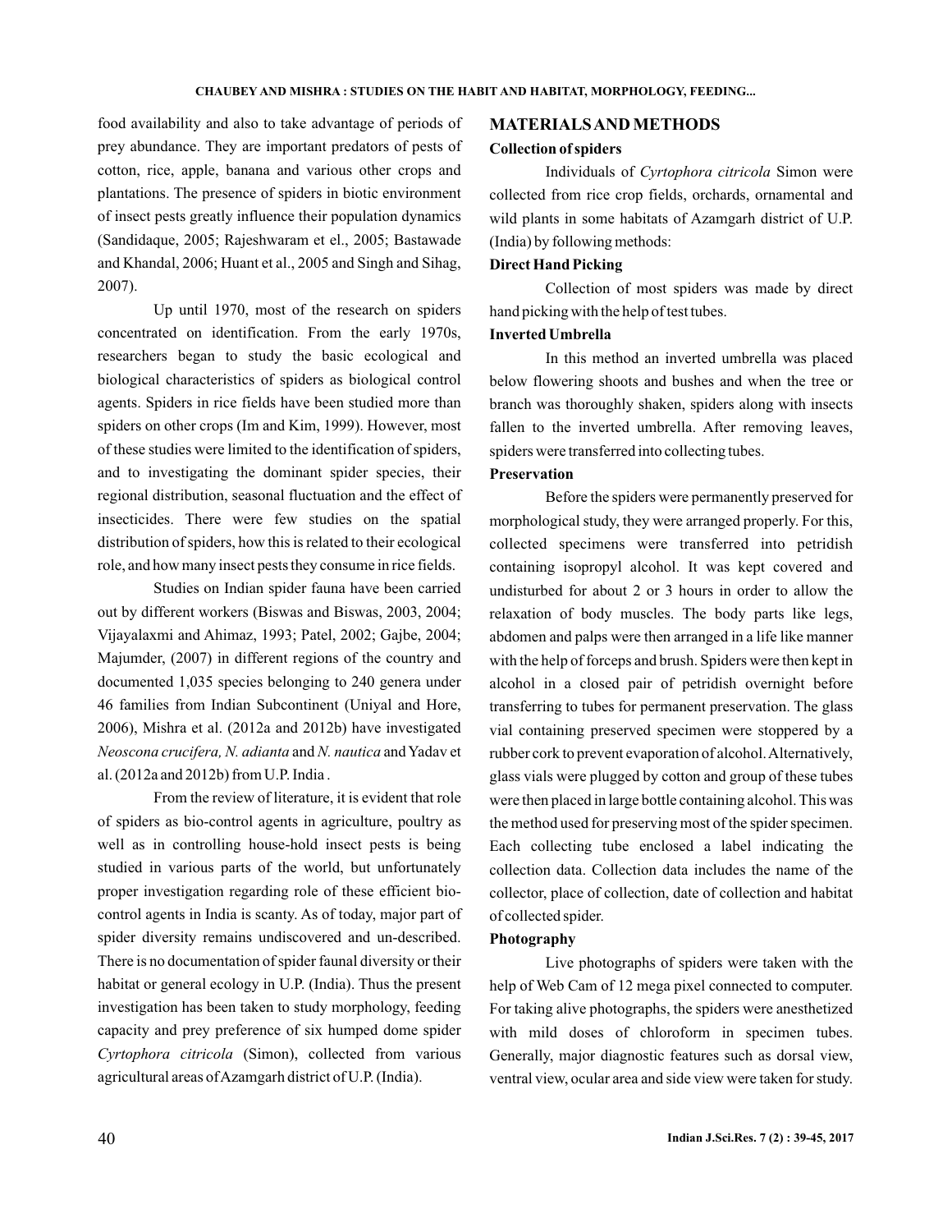food availability and also to take advantage of periods of prey abundance. They are important predators of pests of cotton, rice, apple, banana and various other crops and plantations. The presence of spiders in biotic environment of insect pests greatly influence their population dynamics (Sandidaque, 2005; Rajeshwaram et el., 2005; Bastawade and Khandal, 2006; Huant et al., 2005 and Singh and Sihag, 2007).

Up until 1970, most of the research on spiders concentrated on identification. From the early 1970s, researchers began to study the basic ecological and biological characteristics of spiders as biological control agents. Spiders in rice fields have been studied more than spiders on other crops (Im and Kim, 1999). However, most of these studies were limited to the identification of spiders, and to investigating the dominant spider species, their regional distribution, seasonal fluctuation and the effect of insecticides. There were few studies on the spatial distribution of spiders, how this is related to their ecological role, and how many insect pests they consume in rice fields.

Studies on Indian spider fauna have been carried out by different workers (Biswas and Biswas, 2003, 2004; Vijayalaxmi and Ahimaz, 1993; Patel, 2002; Gajbe, 2004; Majumder, (2007) in different regions of the country and documented 1,035 species belonging to 240 genera under 46 families from Indian Subcontinent (Uniyal and Hore, 2006), Mishra et al. (2012a and 2012b) have investigated *Neoscona crucifera, N. adianta* and *N. nautica* and Yadav et al. (2012a and 2012b) from U.P. India .

From the review of literature, it is evident that role of spiders as bio-control agents in agriculture, poultry as well as in controlling house-hold insect pests is being studied in various parts of the world, but unfortunately proper investigation regarding role of these efficient bio-control agents in India is scanty. As of today, major part of spider diversity remains undiscovered and un-described. There is no documentation of spider faunal diversity or their habitat or general ecology in U.P. (India). Thus the present investigation has been taken to study morphology, feeding capacity and prey preference of six humped dome spider *Cyrtophora citricola* (Simon), collected from various agricultural areas of Azamgarh district of U.P. (India).

## MATERIALS AND METHODS

### Collection of spiders

Individuals of *Cyrtophora citricola* Simon were collected from rice crop fields, orchards, ornamental and wild plants in some habitats of Azamgarh district of U.P. (India) by following methods:

### Direct Hand Picking

Collection of most spiders was made by direct hand picking with the help of test tubes.

### Inverted Umbrella

In this method an inverted umbrella was placed below flowering shoots and bushes and when the tree or branch was thoroughly shaken, spiders along with insects fallen to the inverted umbrella. After removing leaves, spiders were transferred into collecting tubes.

### Preservation

Before the spiders were permanently preserved for morphological study, they were arranged properly. For this, collected specimens were transferred into petridish containing isopropyl alcohol. It was kept covered and undisturbed for about 2 or 3 hours in order to allow the relaxation of body muscles. The body parts like legs, abdomen and palps were then arranged in a life like manner with the help of forceps and brush. Spiders were then kept in alcohol in a closed pair of petridish overnight before transferring to tubes for permanent preservation. The glass vial containing preserved specimen were stoppered by a rubber cork to prevent evaporation of alcohol. Alternatively, glass vials were plugged by cotton and group of these tubes were then placed in large bottle containing alcohol. This was the method used for preserving most of the spider specimen. Each collecting tube enclosed a label indicating the collection data. Collection data includes the name of the collector, place of collection, date of collection and habitat of collected spider.

### Photography

Live photographs of spiders were taken with the help of Web Cam of 12 mega pixel connected to computer. For taking alive photographs, the spiders were anesthetized with mild doses of chloroform in specimen tubes. Generally, major diagnostic features such as dorsal view, ventral view, ocular area and side view were taken for study.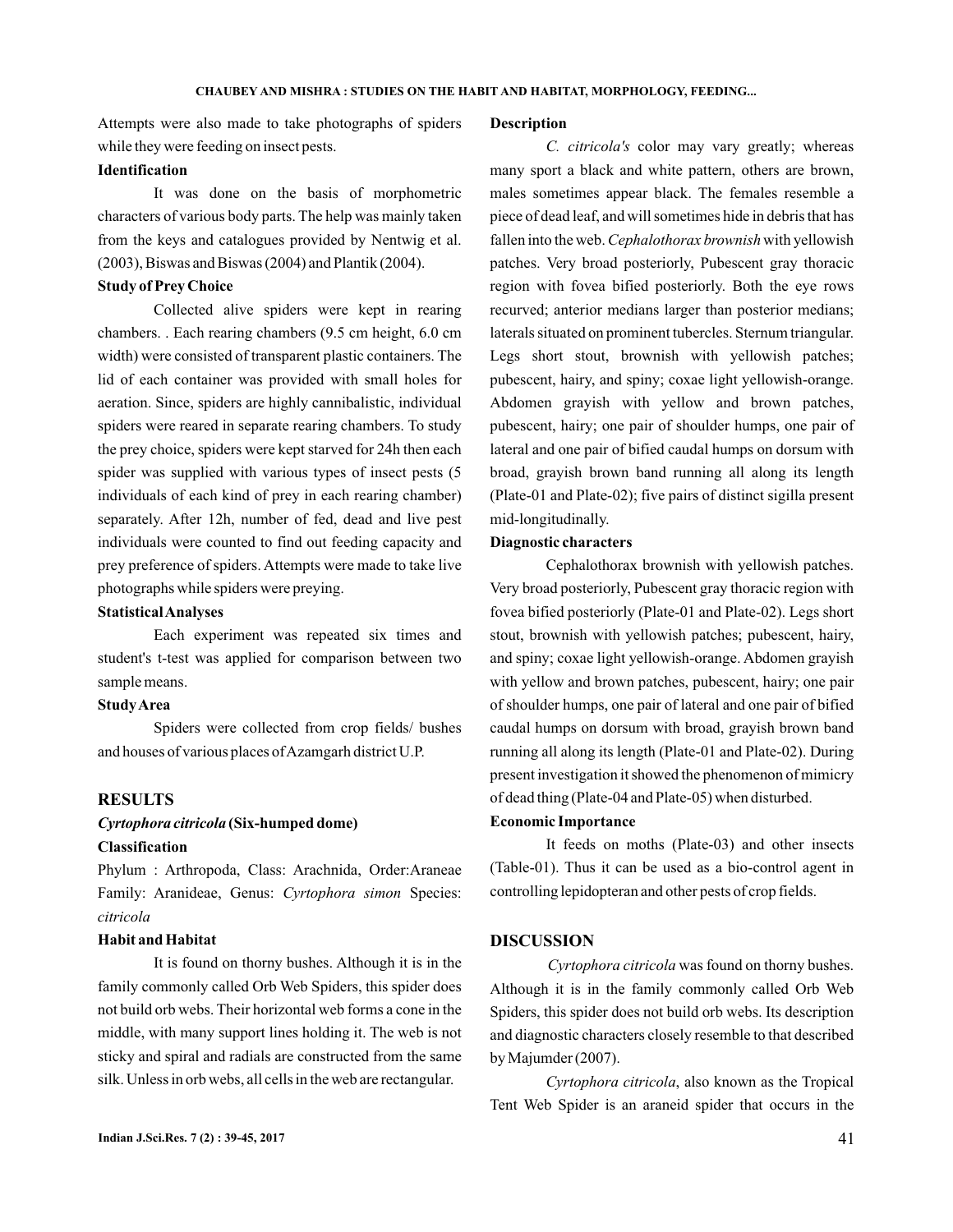Attempts were also made to take photographs of spiders while they were feeding on insect pests.

**Identification**

It was done on the basis of morphometric characters of various body parts. The help was mainly taken from the keys and catalogues provided by Nentwig et al. (2003), Biswas and Biswas (2004) and Plantik (2004).

**Study of Prey Choice**

Collected alive spiders were kept in rearing chambers. . Each rearing chambers (9.5 cm height, 6.0 cm width) were consisted of transparent plastic containers. The lid of each container was provided with small holes for aeration. Since, spiders are highly cannibalistic, individual spiders were reared in separate rearing chambers. To study the prey choice, spiders were kept starved for 24h then each spider was supplied with various types of insect pests (5 individuals of each kind of prey in each rearing chamber) separately. After 12h, number of fed, dead and live pest individuals were counted to find out feeding capacity and prey preference of spiders. Attempts were made to take live photographs while spiders were preying.

**Statistical Analyses**

Each experiment was repeated six times and student's t-test was applied for comparison between two sample means.

**Study Area**

Spiders were collected from crop fields/ bushes and houses of various places of Azamgarh district U.P.

## RESULTS

### *Cyrtophora citricola* (Six-humped dome)

**Classification**

Phylum : Arthropoda, Class: Arachnida, Order:Araneae Family: Aranideae, Genus: *Cyrtophora simon* Species: *citricola*

**Habit and Habitat**

It is found on thorny bushes. Although it is in the family commonly called Orb Web Spiders, this spider does not build orb webs. Their horizontal web forms a cone in the middle, with many support lines holding it. The web is not sticky and spiral and radials are constructed from the same silk. Unless in orb webs, all cells in the web are rectangular.

**Description**

*C. citricola's* color may vary greatly; whereas many sport a black and white pattern, others are brown, males sometimes appear black. The females resemble a piece of dead leaf, and will sometimes hide in debris that has fallen into the web. *Cephalothorax brownish* with yellowish patches. Very broad posteriorly, Pubescent gray thoracic region with fovea bified posteriorly. Both the eye rows recurved; anterior medians larger than posterior medians; laterals situated on prominent tubercles. Sternum triangular. Legs short stout, brownish with yellowish patches; pubescent, hairy, and spiny; coxae light yellowish-orange. Abdomen grayish with yellow and brown patches, pubescent, hairy; one pair of shoulder humps, one pair of lateral and one pair of bified caudal humps on dorsum with broad, grayish brown band running all along its length (Plate-01 and Plate-02); five pairs of distinct sigilla present mid-longitudinally.

**Diagnostic characters**

Cephalothorax brownish with yellowish patches. Very broad posteriorly, Pubescent gray thoracic region with fovea bified posteriorly (Plate-01 and Plate-02). Legs short stout, brownish with yellowish patches; pubescent, hairy, and spiny; coxae light yellowish-orange. Abdomen grayish with yellow and brown patches, pubescent, hairy; one pair of shoulder humps, one pair of lateral and one pair of bified caudal humps on dorsum with broad, grayish brown band running all along its length (Plate-01 and Plate-02). During present investigation it showed the phenomenon of mimicry of dead thing (Plate-04 and Plate-05) when disturbed.

**Economic Importance**

It feeds on moths (Plate-03) and other insects (Table-01). Thus it can be used as a bio-control agent in controlling lepidopteran and other pests of crop fields.

## DISCUSSION

*Cyrtophora citricola* was found on thorny bushes. Although it is in the family commonly called Orb Web Spiders, this spider does not build orb webs. Its description and diagnostic characters closely resemble to that described by Majumder (2007).

*Cyrtophora citricola*, also known as the Tropical Tent Web Spider is an araneid spider that occurs in the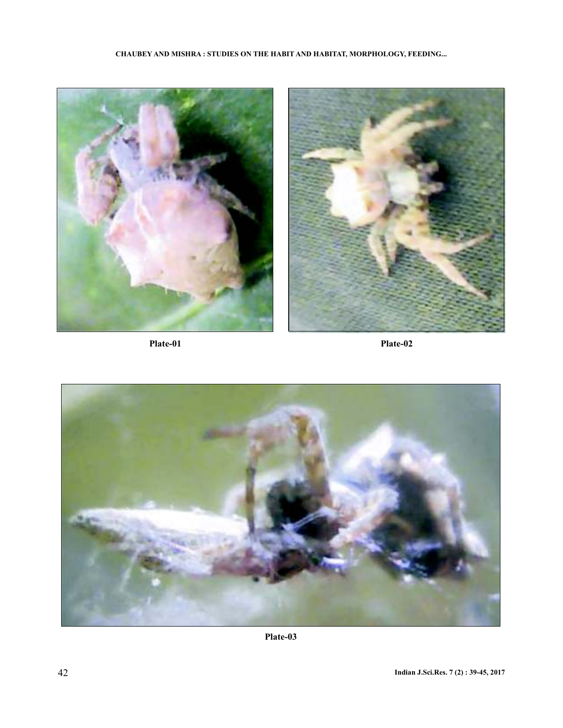Plate-01

Plate-02

Plate-03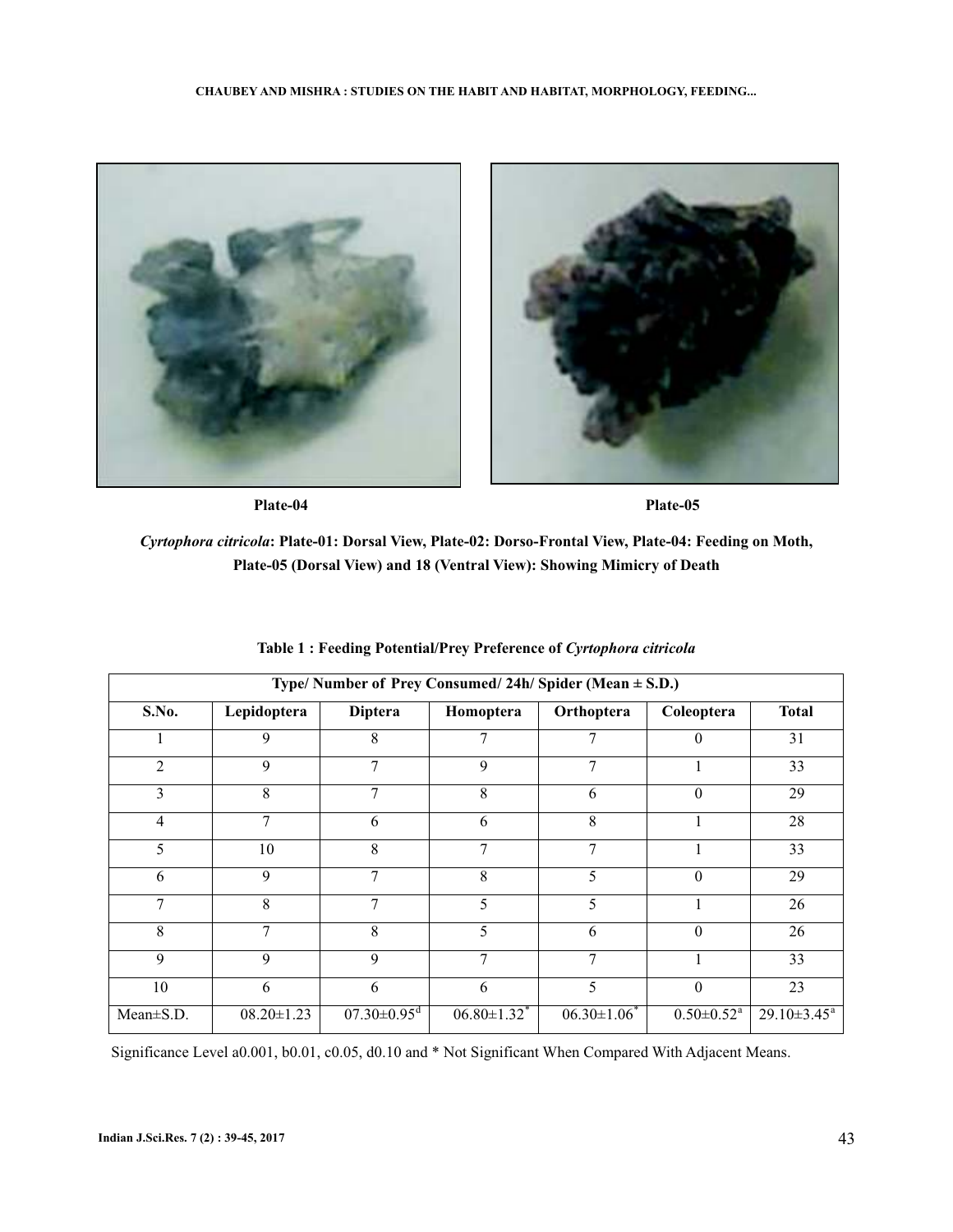Plate-04

Plate-05

***Cyrtophora citricola*: Plate-01: Dorsal View, Plate-02: Dorso-Frontal View, Plate-04: Feeding on Moth, Plate-05 (Dorsal View) and 18 (Ventral View): Showing Mimicry of Death**

**Table 1 : Feeding Potential/Prey Preference of *Cyrtophora citricola***

| Type/ Number of Prey Consumed/ 24h/ Spider (Mean ± S.D.) | | | | | | |
|---|---|---|---|---|---|---|
| **S.No.** | **Lepidoptera** | **Diptera** | **Homoptera** | **Orthoptera** | **Coleoptera** | **Total** |
| 1 | 9 | 8 | 7 | 7 | 0 | 31 |
| 2 | 9 | 7 | 9 | 7 | 1 | 33 |
| 3 | 8 | 7 | 8 | 6 | 0 | 29 |
| 4 | 7 | 6 | 6 | 8 | 1 | 28 |
| 5 | 10 | 8 | 7 | 7 | 1 | 33 |
| 6 | 9 | 7 | 8 | 5 | 0 | 29 |
| 7 | 8 | 7 | 5 | 5 | 1 | 26 |
| 8 | 7 | 8 | 5 | 6 | 0 | 26 |
| 9 | 9 | 9 | 7 | 7 | 1 | 33 |
| 10 | 6 | 6 | 6 | 5 | 0 | 23 |
| Mean±S.D. | 08.20±1.23 | 07.30±0.95[d] | 06.80±1.32* | 06.30±1.06* | 0.50±0.52[a] | 29.10±3.45[a] |

Significance Level a0.001, b0.01, c0.05, d0.10 and * Not Significant When Compared With Adjacent Means.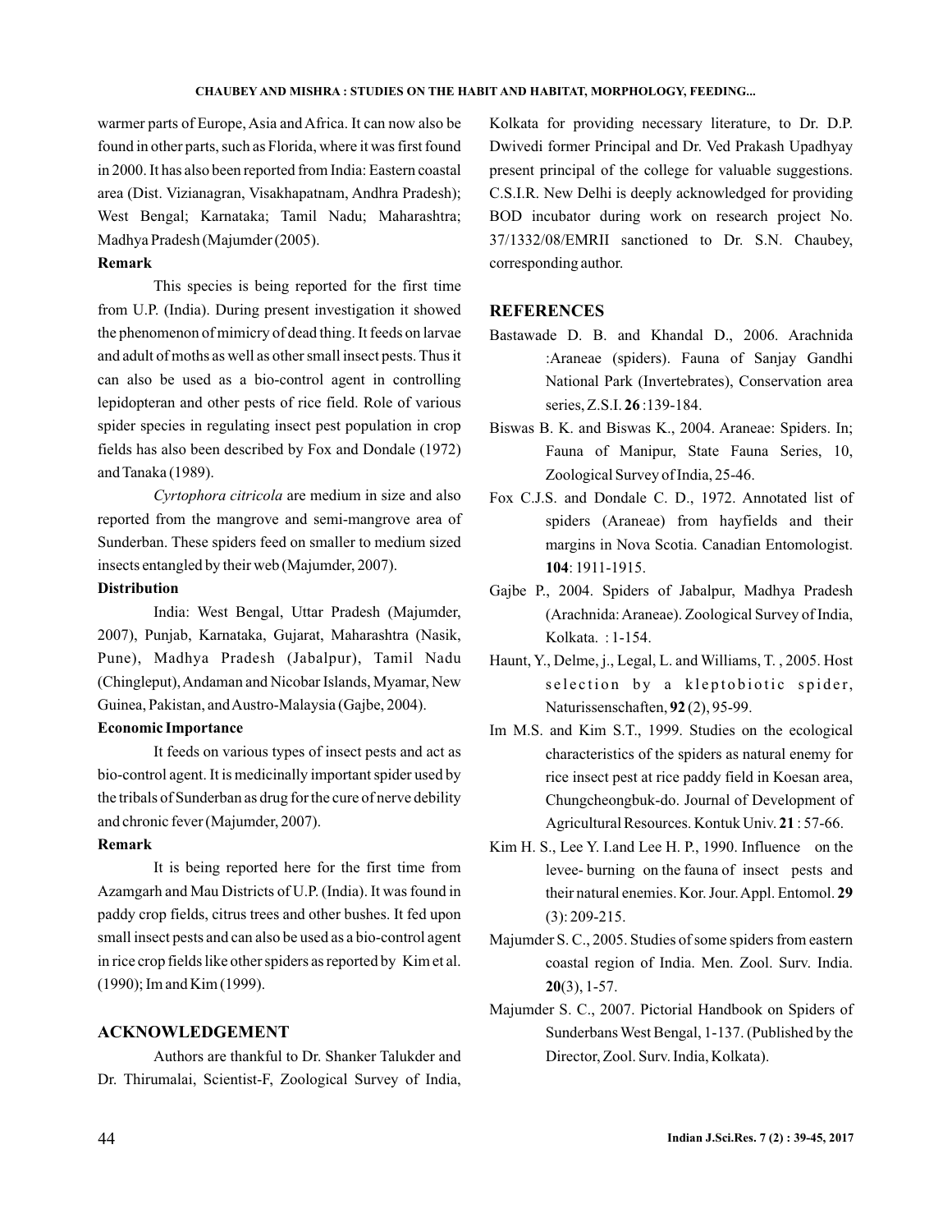warmer parts of Europe, Asia and Africa. It can now also be found in other parts, such as Florida, where it was first found in 2000. It has also been reported from India: Eastern coastal area (Dist. Vizianagran, Visakhapatnam, Andhra Pradesh); West Bengal; Karnataka; Tamil Nadu; Maharashtra; Madhya Pradesh (Majumder (2005).

**Remark**

This species is being reported for the first time from U.P. (India). During present investigation it showed the phenomenon of mimicry of dead thing. It feeds on larvae and adult of moths as well as other small insect pests. Thus it can also be used as a bio-control agent in controlling lepidopteran and other pests of rice field. Role of various spider species in regulating insect pest population in crop fields has also been described by Fox and Dondale (1972) and Tanaka (1989).

*Cyrtophora citricola* are medium in size and also reported from the mangrove and semi-mangrove area of Sunderban. These spiders feed on smaller to medium sized insects entangled by their web (Majumder, 2007).

**Distribution**

India: West Bengal, Uttar Pradesh (Majumder, 2007), Punjab, Karnataka, Gujarat, Maharashtra (Nasik, Pune), Madhya Pradesh (Jabalpur), Tamil Nadu (Chingleput), Andaman and Nicobar Islands, Myamar, New Guinea, Pakistan, and Austro-Malaysia (Gajbe, 2004).

**Economic Importance**

It feeds on various types of insect pests and act as bio-control agent. It is medicinally important spider used by the tribals of Sunderban as drug for the cure of nerve debility and chronic fever (Majumder, 2007).

**Remark**

It is being reported here for the first time from Azamgarh and Mau Districts of U.P. (India). It was found in paddy crop fields, citrus trees and other bushes. It fed upon small insect pests and can also be used as a bio-control agent in rice crop fields like other spiders as reported by Kim et al. (1990); Im and Kim (1999).

## ACKNOWLEDGEMENT

Authors are thankful to Dr. Shanker Talukder and Dr. Thirumalai, Scientist-F, Zoological Survey of India, Kolkata for providing necessary literature, to Dr. D.P. Dwivedi former Principal and Dr. Ved Prakash Upadhyay present principal of the college for valuable suggestions. C.S.I.R. New Delhi is deeply acknowledged for providing BOD incubator during work on research project No. 37/1332/08/EMRII sanctioned to Dr. S.N. Chaubey, corresponding author.

## REFERENCES

Bastawade D. B. and Khandal D., 2006. Arachnida :Araneae (spiders). Fauna of Sanjay Gandhi National Park (Invertebrates), Conservation area series, Z.S.I. **26** :139-184.

Biswas B. K. and Biswas K., 2004. Araneae: Spiders. In; Fauna of Manipur, State Fauna Series, 10, Zoological Survey of India, 25-46.

Fox C.J.S. and Dondale C. D., 1972. Annotated list of spiders (Araneae) from hayfields and their margins in Nova Scotia. Canadian Entomologist. **104**: 1911-1915.

Gajbe P., 2004. Spiders of Jabalpur, Madhya Pradesh (Arachnida: Araneae). Zoological Survey of India, Kolkata. : 1-154.

Haunt, Y., Delme, j., Legal, L. and Williams, T. , 2005. Host selection by a kleptobiotic spider, Naturissenschaften, **92** (2), 95-99.

Im M.S. and Kim S.T., 1999. Studies on the ecological characteristics of the spiders as natural enemy for rice insect pest at rice paddy field in Koesan area, Chungcheongbuk-do. Journal of Development of Agricultural Resources. Kontuk Univ. **21** : 57-66.

Kim H. S., Lee Y. I.and Lee H. P., 1990. Influence on the levee- burning on the fauna of insect pests and their natural enemies. Kor. Jour. Appl. Entomol. **29** (3): 209-215.

Majumder S. C., 2005. Studies of some spiders from eastern coastal region of India. Men. Zool. Surv. India. **20**(3), 1-57.

Majumder S. C., 2007. Pictorial Handbook on Spiders of Sunderbans West Bengal, 1-137. (Published by the Director, Zool. Surv. India, Kolkata).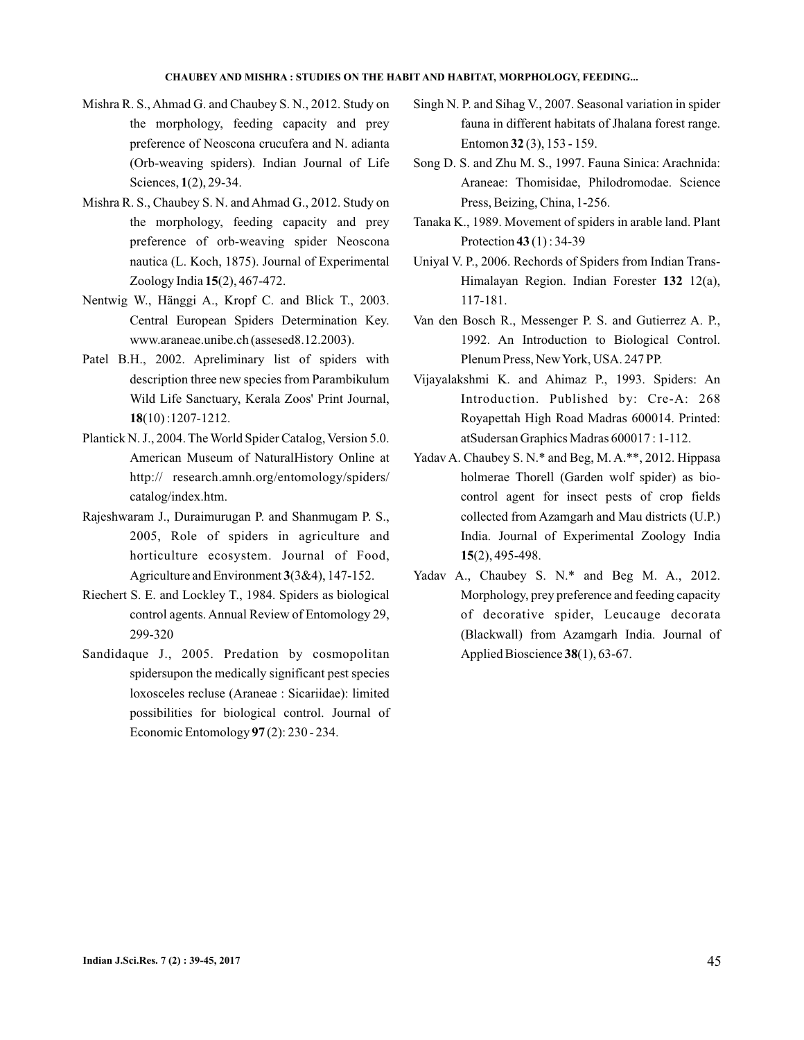Mishra R. S., Ahmad G. and Chaubey S. N., 2012. Study on the morphology, feeding capacity and prey preference of Neoscona crucufera and N. adianta (Orb-weaving spiders). Indian Journal of Life Sciences, **1**(2), 29-34.

Mishra R. S., Chaubey S. N. and Ahmad G., 2012. Study on the morphology, feeding capacity and prey preference of orb-weaving spider Neoscona nautica (L. Koch, 1875). Journal of Experimental Zoology India **15**(2), 467-472.

Nentwig W., Hänggi A., Kropf C. and Blick T., 2003. Central European Spiders Determination Key. www.araneae.unibe.ch (assesed8.12.2003).

Patel B.H., 2002. Apreliminary list of spiders with description three new species from Parambikulum Wild Life Sanctuary, Kerala Zoos' Print Journal, **18**(10) :1207-1212.

Plantick N. J., 2004. The World Spider Catalog, Version 5.0. American Museum of NaturalHistory Online at http:// research.amnh.org/entomology/spiders/ catalog/index.htm.

Rajeshwaram J., Duraimurugan P. and Shanmugam P. S., 2005, Role of spiders in agriculture and horticulture ecosystem. Journal of Food, Agriculture and Environment **3**(3&4), 147-152.

Riechert S. E. and Lockley T., 1984. Spiders as biological control agents. Annual Review of Entomology 29, 299-320

Sandidaque J., 2005. Predation by cosmopolitan spidersupon the medically significant pest species loxosceles recluse (Araneae : Sicariidae): limited possibilities for biological control. Journal of Economic Entomology **97** (2): 230 - 234.

Singh N. P. and Sihag V., 2007. Seasonal variation in spider fauna in different habitats of Jhalana forest range. Entomon **32** (3), 153 - 159.

Song D. S. and Zhu M. S., 1997. Fauna Sinica: Arachnida: Araneae: Thomisidae, Philodromodae. Science Press, Beizing, China, 1-256.

Tanaka K., 1989. Movement of spiders in arable land. Plant Protection **43** (1) : 34-39

Uniyal V. P., 2006. Rechords of Spiders from Indian Trans-Himalayan Region. Indian Forester **132** 12(a), 117-181.

Van den Bosch R., Messenger P. S. and Gutierrez A. P., 1992. An Introduction to Biological Control. Plenum Press, New York, USA. 247 PP.

Vijayalakshmi K. and Ahimaz P., 1993. Spiders: An Introduction. Published by: Cre-A: 268 Royapettah High Road Madras 600014. Printed: atSudersan Graphics Madras 600017 : 1-112.

Yadav A. Chaubey S. N.* and Beg, M. A.**, 2012. Hippasa holmerae Thorell (Garden wolf spider) as bio-control agent for insect pests of crop fields collected from Azamgarh and Mau districts (U.P.) India. Journal of Experimental Zoology India **15**(2), 495-498.

Yadav A., Chaubey S. N.* and Beg M. A., 2012. Morphology, prey preference and feeding capacity of decorative spider, Leucauge decorata (Blackwall) from Azamgarh India. Journal of Applied Bioscience **38**(1), 63-67.